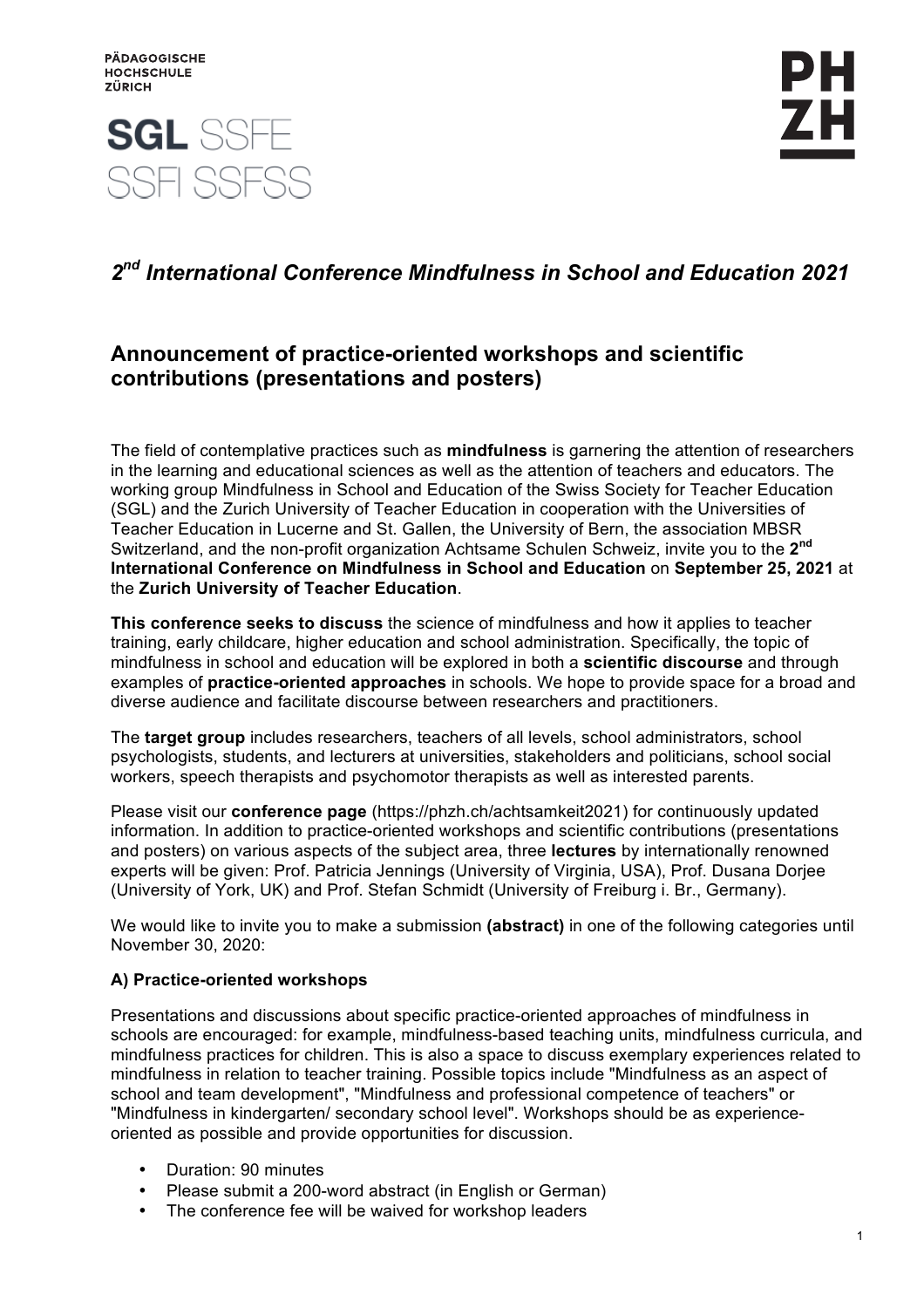PÄDAGOGISCHE
HOCHSCHULE
ZÜRICH

SGL SSFE
SSFI SSFSS

PH
ZH

## *2nd International Conference Mindfulness in School and Education 2021*

## Announcement of practice-oriented workshops and scientific contributions (presentations and posters)

The field of contemplative practices such as **mindfulness** is garnering the attention of researchers in the learning and educational sciences as well as the attention of teachers and educators. The working group Mindfulness in School and Education of the Swiss Society for Teacher Education (SGL) and the Zurich University of Teacher Education in cooperation with the Universities of Teacher Education in Lucerne and St. Gallen, the University of Bern, the association MBSR Switzerland, and the non-profit organization Achtsame Schulen Schweiz, invite you to the **2nd International Conference on Mindfulness in School and Education** on **September 25, 2021** at the **Zurich University of Teacher Education**.

**This conference seeks to discuss** the science of mindfulness and how it applies to teacher training, early childcare, higher education and school administration. Specifically, the topic of mindfulness in school and education will be explored in both a **scientific discourse** and through examples of **practice-oriented approaches** in schools. We hope to provide space for a broad and diverse audience and facilitate discourse between researchers and practitioners.

The **target group** includes researchers, teachers of all levels, school administrators, school psychologists, students, and lecturers at universities, stakeholders and politicians, school social workers, speech therapists and psychomotor therapists as well as interested parents.

Please visit our **conference page** (https://phzh.ch/achtsamkeit2021) for continuously updated information. In addition to practice-oriented workshops and scientific contributions (presentations and posters) on various aspects of the subject area, three **lectures** by internationally renowned experts will be given: Prof. Patricia Jennings (University of Virginia, USA), Prof. Dusana Dorjee (University of York, UK) and Prof. Stefan Schmidt (University of Freiburg i. Br., Germany).

We would like to invite you to make a submission **(abstract)** in one of the following categories until November 30, 2020:

**A) Practice-oriented workshops**

Presentations and discussions about specific practice-oriented approaches of mindfulness in schools are encouraged: for example, mindfulness-based teaching units, mindfulness curricula, and mindfulness practices for children. This is also a space to discuss exemplary experiences related to mindfulness in relation to teacher training. Possible topics include "Mindfulness as an aspect of school and team development", "Mindfulness and professional competence of teachers" or "Mindfulness in kindergarten/ secondary school level". Workshops should be as experience-oriented as possible and provide opportunities for discussion.

- Duration: 90 minutes
- Please submit a 200-word abstract (in English or German)
- The conference fee will be waived for workshop leaders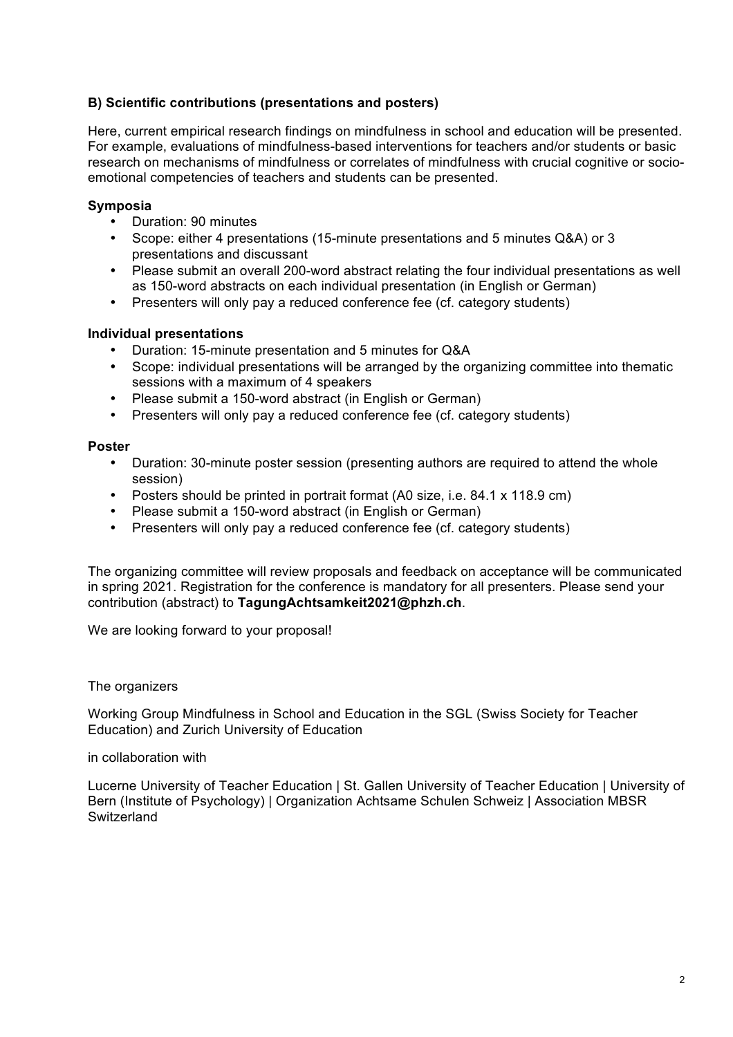### B) Scientific contributions (presentations and posters)

Here, current empirical research findings on mindfulness in school and education will be presented. For example, evaluations of mindfulness-based interventions for teachers and/or students or basic research on mechanisms of mindfulness or correlates of mindfulness with crucial cognitive or socio-emotional competencies of teachers and students can be presented.

**Symposia**

- Duration: 90 minutes
- Scope: either 4 presentations (15-minute presentations and 5 minutes Q&A) or 3 presentations and discussant
- Please submit an overall 200-word abstract relating the four individual presentations as well as 150-word abstracts on each individual presentation (in English or German)
- Presenters will only pay a reduced conference fee (cf. category students)

**Individual presentations**

- Duration: 15-minute presentation and 5 minutes for Q&A
- Scope: individual presentations will be arranged by the organizing committee into thematic sessions with a maximum of 4 speakers
- Please submit a 150-word abstract (in English or German)
- Presenters will only pay a reduced conference fee (cf. category students)

**Poster**

- Duration: 30-minute poster session (presenting authors are required to attend the whole session)
- Posters should be printed in portrait format (A0 size, i.e. 84.1 x 118.9 cm)
- Please submit a 150-word abstract (in English or German)
- Presenters will only pay a reduced conference fee (cf. category students)

The organizing committee will review proposals and feedback on acceptance will be communicated in spring 2021. Registration for the conference is mandatory for all presenters. Please send your contribution (abstract) to **TagungAchtsamkeit2021@phzh.ch**.

We are looking forward to your proposal!

The organizers

Working Group Mindfulness in School and Education in the SGL (Swiss Society for Teacher Education) and Zurich University of Education

in collaboration with

Lucerne University of Teacher Education | St. Gallen University of Teacher Education | University of Bern (Institute of Psychology) | Organization Achtsame Schulen Schweiz | Association MBSR Switzerland